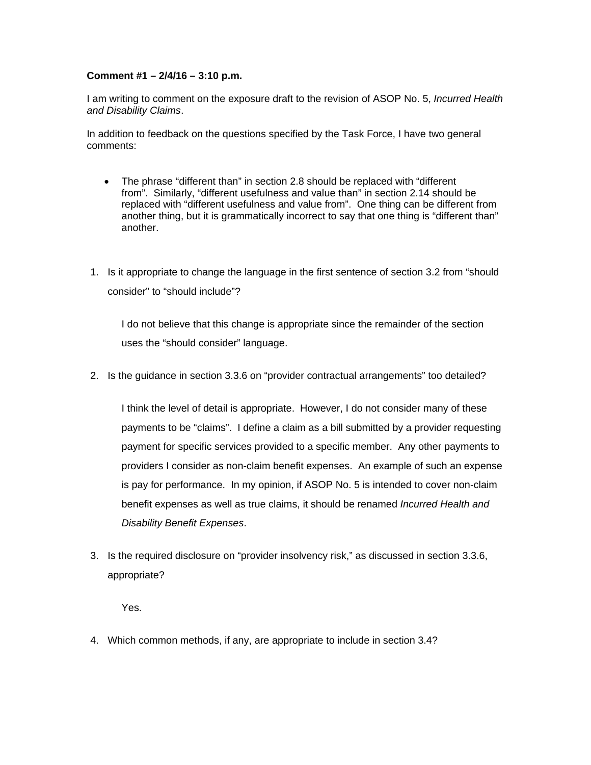**Comment #1 – 2/4/16 – 3:10 p.m.**

I am writing to comment on the exposure draft to the revision of ASOP No. 5, *Incurred Health and Disability Claims*.

In addition to feedback on the questions specified by the Task Force, I have two general comments:

- The phrase "different than" in section 2.8 should be replaced with "different from". Similarly, "different usefulness and value than" in section 2.14 should be replaced with "different usefulness and value from". One thing can be different from another thing, but it is grammatically incorrect to say that one thing is "different than" another.

1. Is it appropriate to change the language in the first sentence of section 3.2 from "should consider" to "should include"?

   I do not believe that this change is appropriate since the remainder of the section uses the "should consider" language.

2. Is the guidance in section 3.3.6 on "provider contractual arrangements" too detailed?

   I think the level of detail is appropriate. However, I do not consider many of these payments to be "claims". I define a claim as a bill submitted by a provider requesting payment for specific services provided to a specific member. Any other payments to providers I consider as non-claim benefit expenses. An example of such an expense is pay for performance. In my opinion, if ASOP No. 5 is intended to cover non-claim benefit expenses as well as true claims, it should be renamed *Incurred Health and Disability Benefit Expenses*.

3. Is the required disclosure on "provider insolvency risk," as discussed in section 3.3.6, appropriate?

   Yes.

4. Which common methods, if any, are appropriate to include in section 3.4?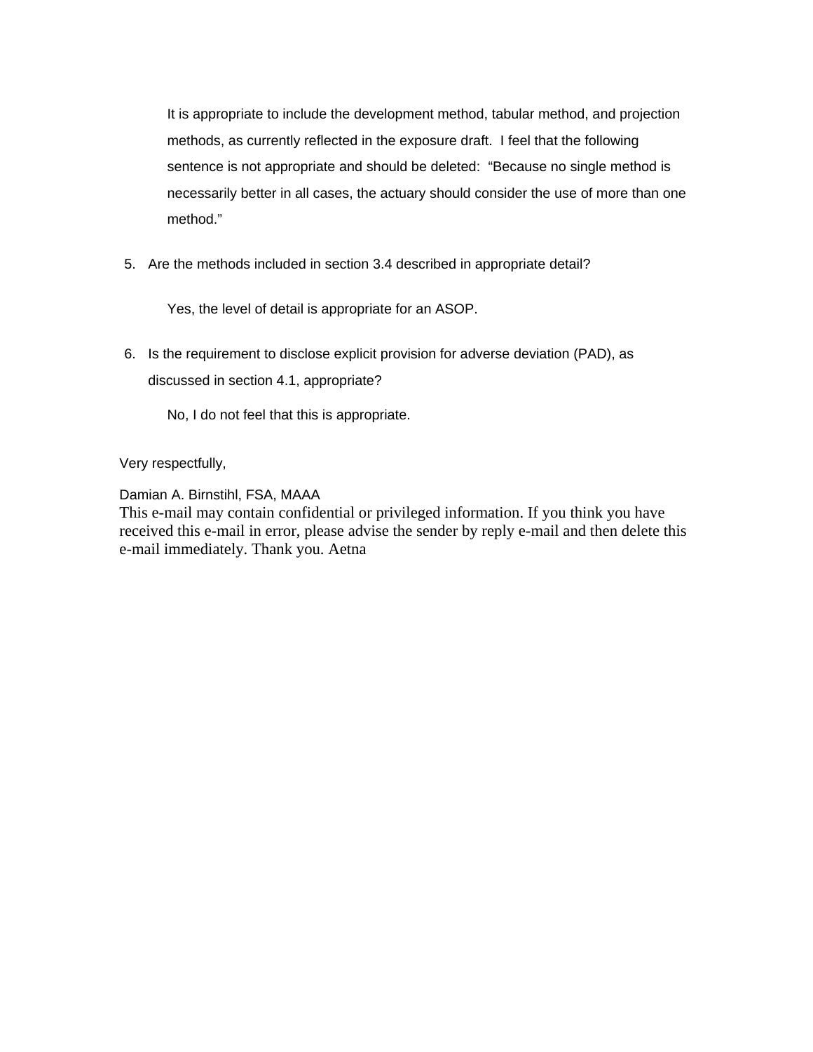It is appropriate to include the development method, tabular method, and projection methods, as currently reflected in the exposure draft. I feel that the following sentence is not appropriate and should be deleted: "Because no single method is necessarily better in all cases, the actuary should consider the use of more than one method."

5. Are the methods included in section 3.4 described in appropriate detail?

   Yes, the level of detail is appropriate for an ASOP.

6. Is the requirement to disclose explicit provision for adverse deviation (PAD), as discussed in section 4.1, appropriate?

   No, I do not feel that this is appropriate.

Very respectfully,

Damian A. Birnstihl, FSA, MAAA

This e-mail may contain confidential or privileged information. If you think you have received this e-mail in error, please advise the sender by reply e-mail and then delete this e-mail immediately. Thank you. Aetna